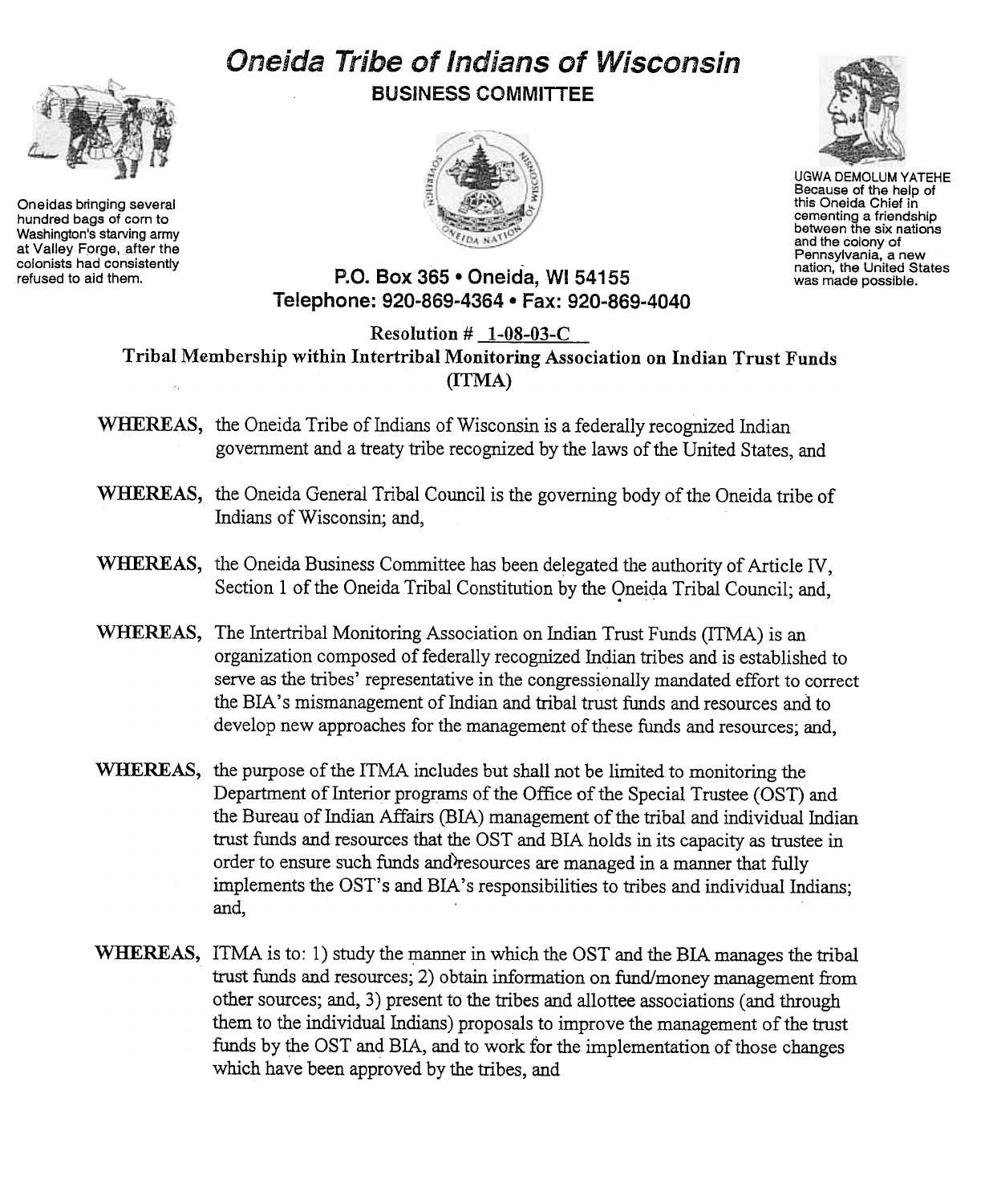# Oneida Tribe of Indians of Wisconsin

**BUSINESS COMMITTEE**

Oneidas bringing several hundred bags of corn to Washington's starving army at Valley Forge, after the colonists had consistently refused to aid them.

UGWA DEMOLUM YATEHE
Because of the help of this Oneida Chief in cementing a friendship between the six nations and the colony of Pennsylvania, a new nation, the United States was made possible.

**P.O. Box 365 • Oneida, WI 54155**
**Telephone: 920-869-4364 • Fax: 920-869-4040**

**Resolution # 1-08-03-C**

**Tribal Membership within Intertribal Monitoring Association on Indian Trust Funds (ITMA)**

**WHEREAS,** the Oneida Tribe of Indians of Wisconsin is a federally recognized Indian government and a treaty tribe recognized by the laws of the United States, and

**WHEREAS,** the Oneida General Tribal Council is the governing body of the Oneida tribe of Indians of Wisconsin; and,

**WHEREAS,** the Oneida Business Committee has been delegated the authority of Article IV, Section 1 of the Oneida Tribal Constitution by the Oneida Tribal Council; and,

**WHEREAS,** The Intertribal Monitoring Association on Indian Trust Funds (ITMA) is an organization composed of federally recognized Indian tribes and is established to serve as the tribes' representative in the congressionally mandated effort to correct the BIA's mismanagement of Indian and tribal trust funds and resources and to develop new approaches for the management of these funds and resources; and,

**WHEREAS,** the purpose of the ITMA includes but shall not be limited to monitoring the Department of Interior programs of the Office of the Special Trustee (OST) and the Bureau of Indian Affairs (BIA) management of the tribal and individual Indian trust funds and resources that the OST and BIA holds in its capacity as trustee in order to ensure such funds and resources are managed in a manner that fully implements the OST's and BIA's responsibilities to tribes and individual Indians; and,

**WHEREAS,** ITMA is to: 1) study the manner in which the OST and the BIA manages the tribal trust funds and resources; 2) obtain information on fund/money management from other sources; and, 3) present to the tribes and allottee associations (and through them to the individual Indians) proposals to improve the management of the trust funds by the OST and BIA, and to work for the implementation of those changes which have been approved by the tribes, and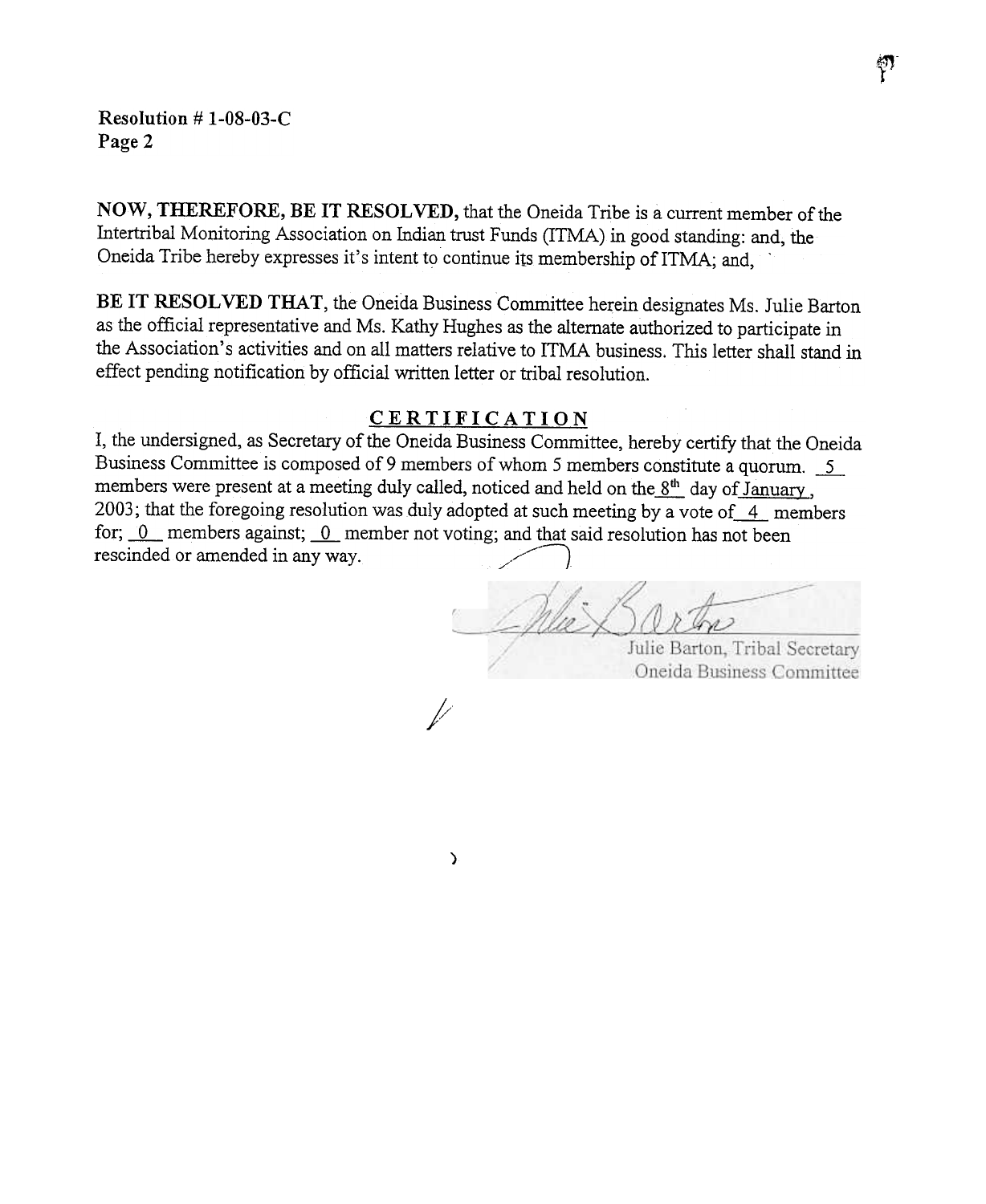Resolution # 1-08-03-C
Page 2

**NOW, THEREFORE, BE IT RESOLVED,** that the Oneida Tribe is a current member of the Intertribal Monitoring Association on Indian trust Funds (ITMA) in good standing: and, the Oneida Tribe hereby expresses it's intent to continue its membership of ITMA; and,

**BE IT RESOLVED THAT,** the Oneida Business Committee herein designates Ms. Julie Barton as the official representative and Ms. Kathy Hughes as the alternate authorized to participate in the Association's activities and on all matters relative to ITMA business. This letter shall stand in effect pending notification by official written letter or tribal resolution.

## CERTIFICATION

I, the undersigned, as Secretary of the Oneida Business Committee, hereby certify that the Oneida Business Committee is composed of 9 members of whom 5 members constitute a quorum. 5 members were present at a meeting duly called, noticed and held on the 8th day of January, 2003; that the foregoing resolution was duly adopted at such meeting by a vote of 4 members for; 0 members against; 0 member not voting; and that said resolution has not been rescinded or amended in any way.

Julie Barton, Tribal Secretary
Oneida Business Committee